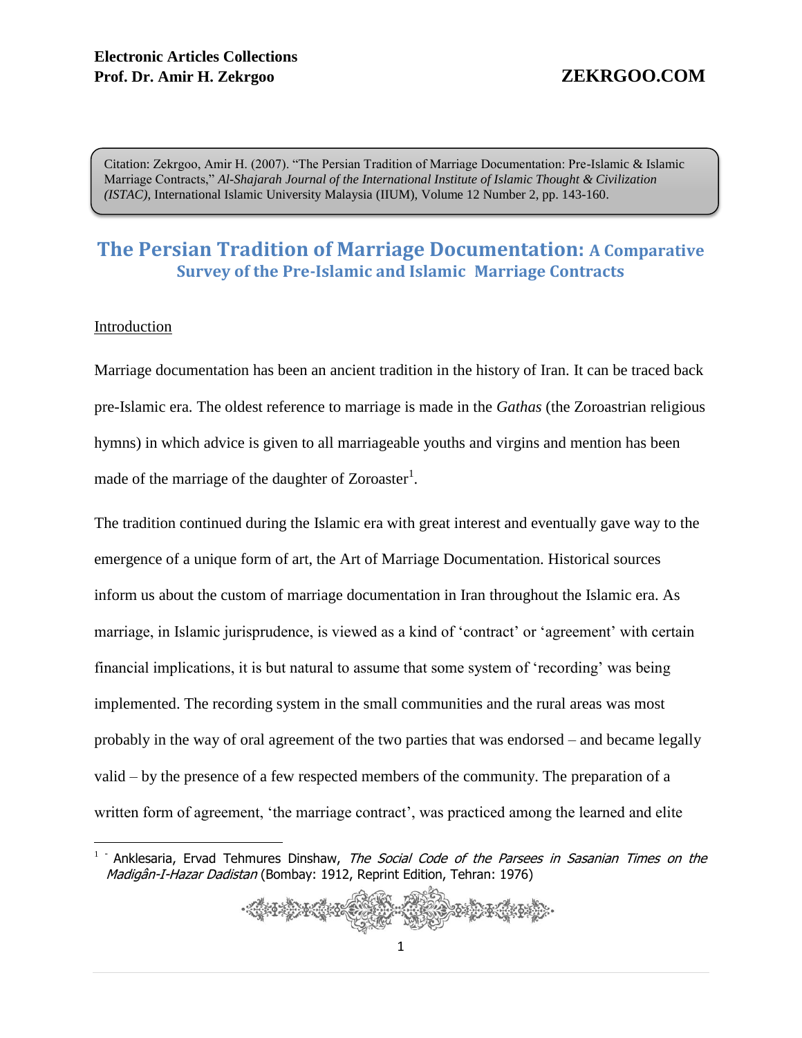Citation: Zekrgoo, Amir H. (2007). "The Persian Tradition of Marriage Documentation: Pre-Islamic & Islamic Marriage Contracts," *Al-Shajarah Journal of the International Institute of Islamic Thought & Civilization (ISTAC)*, International Islamic University Malaysia (IIUM), Volume 12 Number 2, pp. 143-160.

# The Persian Tradition of Marriage Documentation: A Comparative Survey of the Pre-Islamic and Islamic Marriage Contracts

## Introduction

Marriage documentation has been an ancient tradition in the history of Iran. It can be traced back pre-Islamic era. The oldest reference to marriage is made in the *Gathas* (the Zoroastrian religious hymns) in which advice is given to all marriageable youths and virgins and mention has been made of the marriage of the daughter of Zoroaster[1].

The tradition continued during the Islamic era with great interest and eventually gave way to the emergence of a unique form of art, the Art of Marriage Documentation. Historical sources inform us about the custom of marriage documentation in Iran throughout the Islamic era. As marriage, in Islamic jurisprudence, is viewed as a kind of 'contract' or 'agreement' with certain financial implications, it is but natural to assume that some system of 'recording' was being implemented. The recording system in the small communities and the rural areas was most probably in the way of oral agreement of the two parties that was endorsed – and became legally valid – by the presence of a few respected members of the community. The preparation of a written form of agreement, 'the marriage contract', was practiced among the learned and elite

---

[1] - Anklesaria, Ervad Tehmures Dinshaw, *The Social Code of the Parsees in Sasanian Times on the Madigân-I-Hazar Dadistan* (Bombay: 1912, Reprint Edition, Tehran: 1976)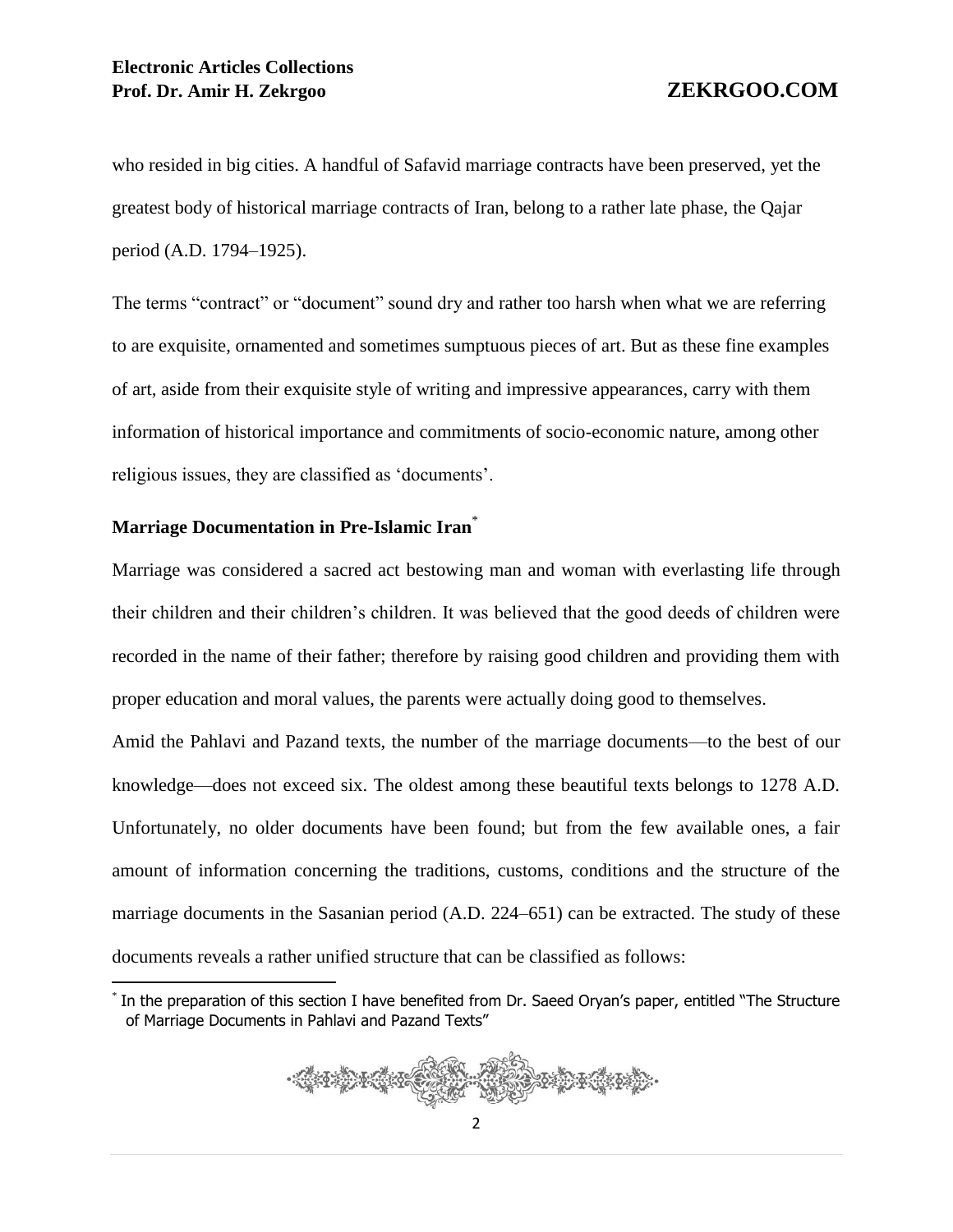who resided in big cities. A handful of Safavid marriage contracts have been preserved, yet the greatest body of historical marriage contracts of Iran, belong to a rather late phase, the Qajar period (A.D. 1794–1925).

The terms “contract” or “document” sound dry and rather too harsh when what we are referring to are exquisite, ornamented and sometimes sumptuous pieces of art. But as these fine examples of art, aside from their exquisite style of writing and impressive appearances, carry with them information of historical importance and commitments of socio-economic nature, among other religious issues, they are classified as ‘documents’.

### Marriage Documentation in Pre-Islamic Iran*

Marriage was considered a sacred act bestowing man and woman with everlasting life through their children and their children’s children. It was believed that the good deeds of children were recorded in the name of their father; therefore by raising good children and providing them with proper education and moral values, the parents were actually doing good to themselves.

Amid the Pahlavi and Pazand texts, the number of the marriage documents—to the best of our knowledge—does not exceed six. The oldest among these beautiful texts belongs to 1278 A.D. Unfortunately, no older documents have been found; but from the few available ones, a fair amount of information concerning the traditions, customs, conditions and the structure of the marriage documents in the Sasanian period (A.D. 224–651) can be extracted. The study of these documents reveals a rather unified structure that can be classified as follows:

---

* In the preparation of this section I have benefited from Dr. Saeed Oryan’s paper, entitled “The Structure of Marriage Documents in Pahlavi and Pazand Texts”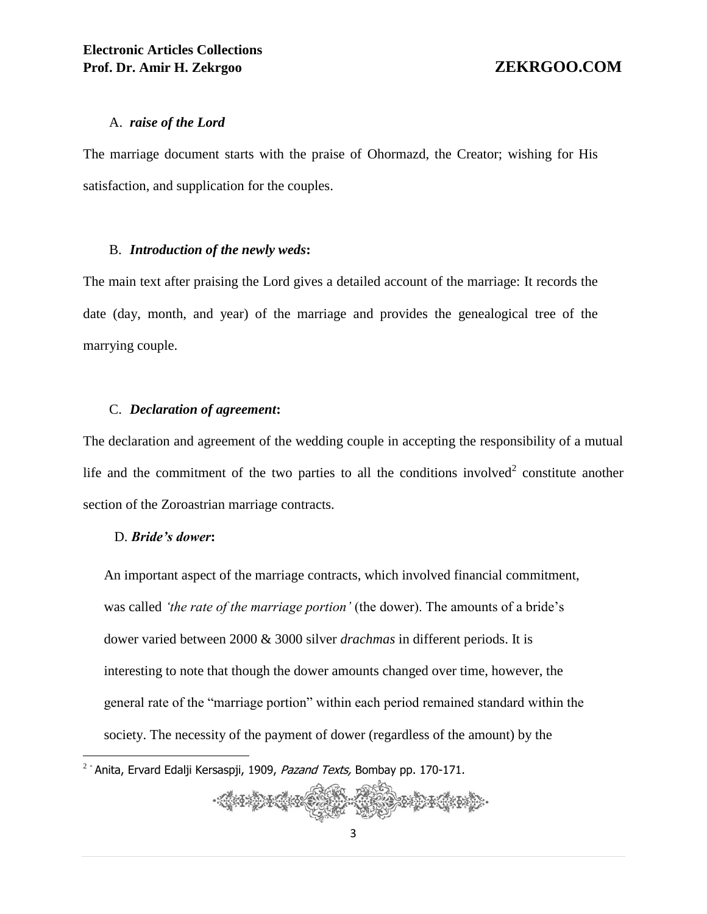### A. *raise of the Lord*

The marriage document starts with the praise of Ohormazd, the Creator; wishing for His satisfaction, and supplication for the couples.

### B. *Introduction of the newly weds***:**

The main text after praising the Lord gives a detailed account of the marriage: It records the date (day, month, and year) of the marriage and provides the genealogical tree of the marrying couple.

### C. *Declaration of agreement***:**

The declaration and agreement of the wedding couple in accepting the responsibility of a mutual life and the commitment of the two parties to all the conditions involved[2] constitute another section of the Zoroastrian marriage contracts.

### D. *Bride's dower***:**

An important aspect of the marriage contracts, which involved financial commitment, was called *'the rate of the marriage portion'* (the dower). The amounts of a bride's dower varied between 2000 & 3000 silver *drachmas* in different periods. It is interesting to note that though the dower amounts changed over time, however, the general rate of the "marriage portion" within each period remained standard within the society. The necessity of the payment of dower (regardless of the amount) by the

---

[2] - Anita, Ervard Edalji Kersaspji, 1909, *Pazand Texts,* Bombay pp. 170-171.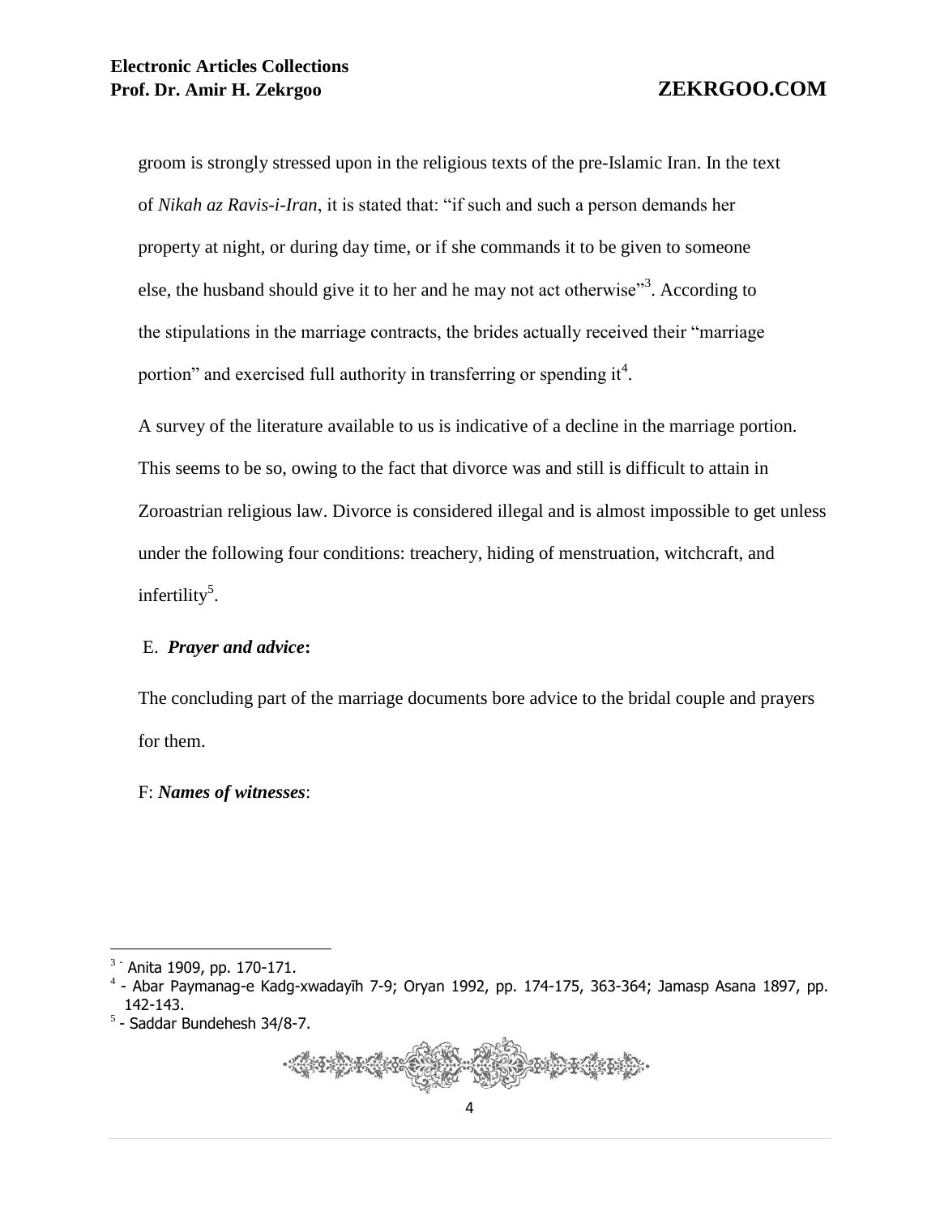groom is strongly stressed upon in the religious texts of the pre-Islamic Iran. In the text of *Nikah az Ravis-i-Iran*, it is stated that: "if such and such a person demands her property at night, or during day time, or if she commands it to be given to someone else, the husband should give it to her and he may not act otherwise"[3]. According to the stipulations in the marriage contracts, the brides actually received their "marriage portion" and exercised full authority in transferring or spending it[4].

A survey of the literature available to us is indicative of a decline in the marriage portion. This seems to be so, owing to the fact that divorce was and still is difficult to attain in Zoroastrian religious law. Divorce is considered illegal and is almost impossible to get unless under the following four conditions: treachery, hiding of menstruation, witchcraft, and infertility[5].

E. ***Prayer and advice*:**

The concluding part of the marriage documents bore advice to the bridal couple and prayers for them.

F: ***Names of witnesses***:

---

[3] - Anita 1909, pp. 170-171.

[4] - Abar Paymanag-e Kadg-xwadayīh 7-9; Oryan 1992, pp. 174-175, 363-364; Jamasp Asana 1897, pp. 142-143.

[5] - Saddar Bundehesh 34/8-7.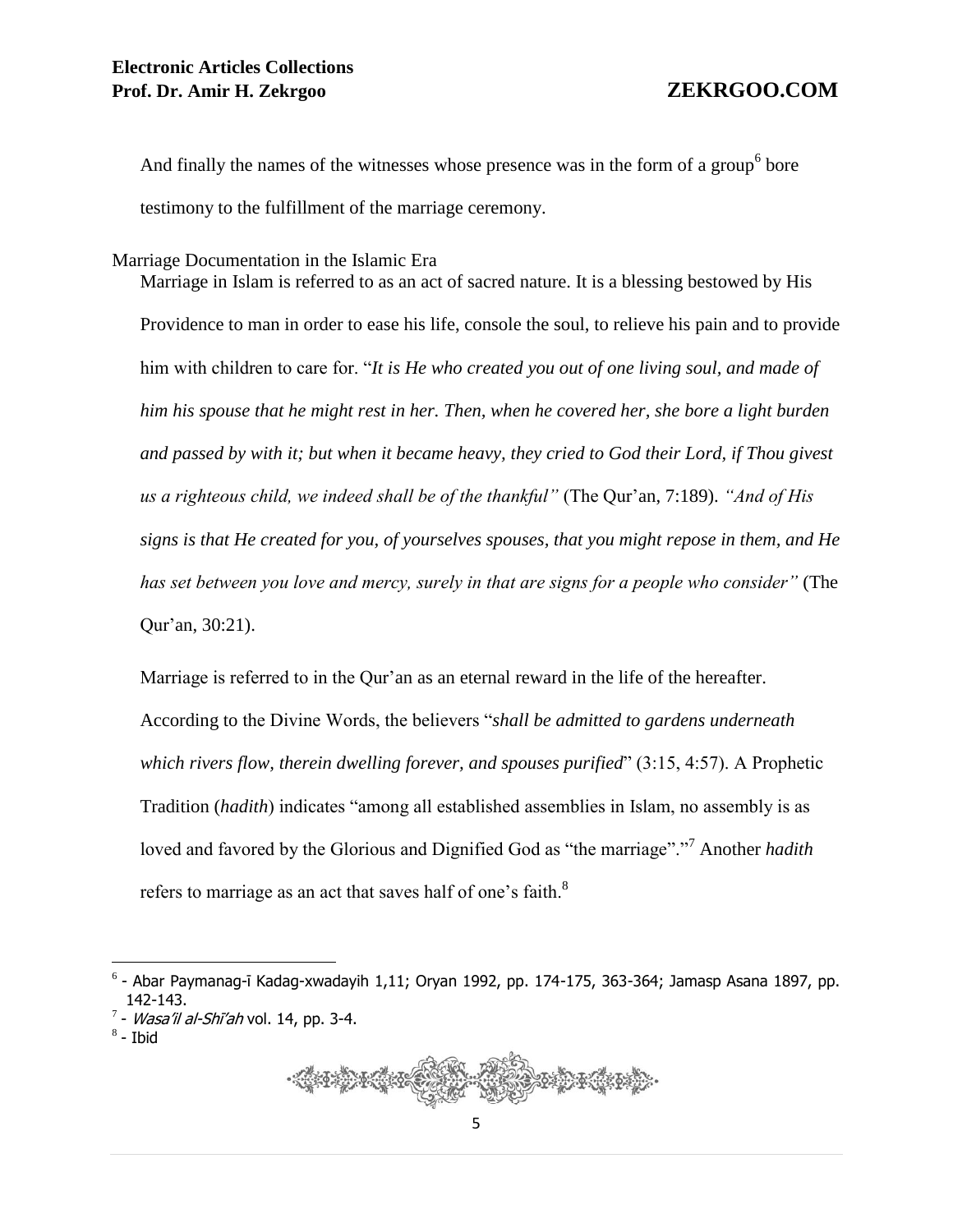And finally the names of the witnesses whose presence was in the form of a group[6] bore testimony to the fulfillment of the marriage ceremony.

## Marriage Documentation in the Islamic Era

Marriage in Islam is referred to as an act of sacred nature. It is a blessing bestowed by His Providence to man in order to ease his life, console the soul, to relieve his pain and to provide him with children to care for. "*It is He who created you out of one living soul, and made of him his spouse that he might rest in her. Then, when he covered her, she bore a light burden and passed by with it; but when it became heavy, they cried to God their Lord, if Thou givest us a righteous child, we indeed shall be of the thankful"* (The Qur'an, 7:189). *"And of His signs is that He created for you, of yourselves spouses, that you might repose in them, and He has set between you love and mercy, surely in that are signs for a people who consider"* (The Qur'an, 30:21).

Marriage is referred to in the Qur'an as an eternal reward in the life of the hereafter. According to the Divine Words, the believers "*shall be admitted to gardens underneath which rivers flow, therein dwelling forever, and spouses purified*" (3:15, 4:57). A Prophetic Tradition (*hadith*) indicates "among all established assemblies in Islam, no assembly is as loved and favored by the Glorious and Dignified God as "the marriage"."[7] Another *hadith* refers to marriage as an act that saves half of one's faith.[8]

---

[6] - Abar Paymanag-ī Kadag-xwadayih 1,11; Oryan 1992, pp. 174-175, 363-364; Jamasp Asana 1897, pp. 142-143.

[7] - *Wasa'il al-Shi'ah* vol. 14, pp. 3-4.

[8] - Ibid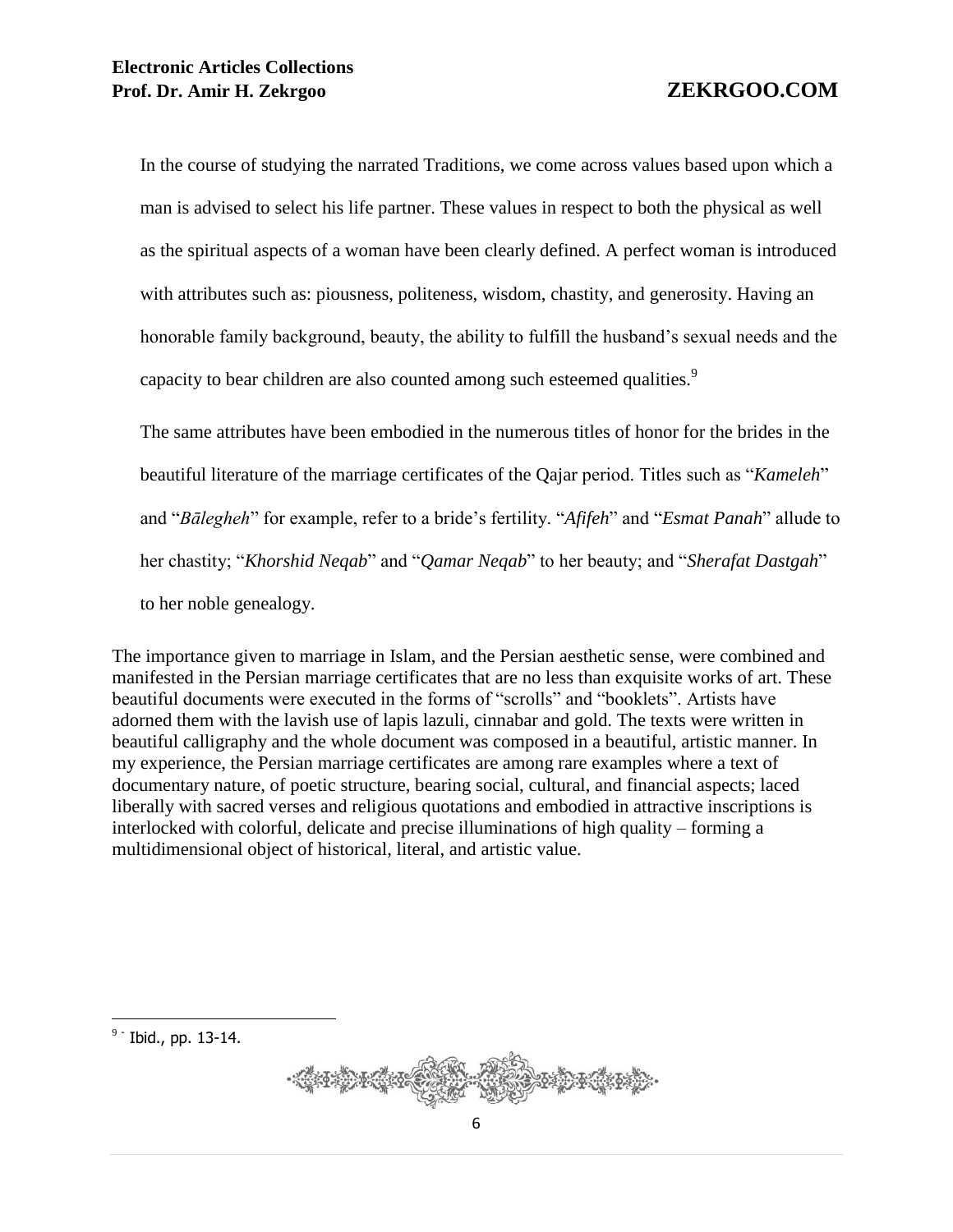In the course of studying the narrated Traditions, we come across values based upon which a man is advised to select his life partner. These values in respect to both the physical as well as the spiritual aspects of a woman have been clearly defined. A perfect woman is introduced with attributes such as: piousness, politeness, wisdom, chastity, and generosity. Having an honorable family background, beauty, the ability to fulfill the husband's sexual needs and the capacity to bear children are also counted among such esteemed qualities.[9]

The same attributes have been embodied in the numerous titles of honor for the brides in the beautiful literature of the marriage certificates of the Qajar period. Titles such as "*Kameleh*" and "*Bālegheh*" for example, refer to a bride's fertility. "*Afifeh*" and "*Esmat Panah*" allude to her chastity; "*Khorshid Neqab*" and "*Qamar Neqab*" to her beauty; and "*Sherafat Dastgah*" to her noble genealogy.

The importance given to marriage in Islam, and the Persian aesthetic sense, were combined and manifested in the Persian marriage certificates that are no less than exquisite works of art. These beautiful documents were executed in the forms of "scrolls" and "booklets". Artists have adorned them with the lavish use of lapis lazuli, cinnabar and gold. The texts were written in beautiful calligraphy and the whole document was composed in a beautiful, artistic manner. In my experience, the Persian marriage certificates are among rare examples where a text of documentary nature, of poetic structure, bearing social, cultural, and financial aspects; laced liberally with sacred verses and religious quotations and embodied in attractive inscriptions is interlocked with colorful, delicate and precise illuminations of high quality – forming a multidimensional object of historical, literal, and artistic value.

---

[9] - Ibid., pp. 13-14.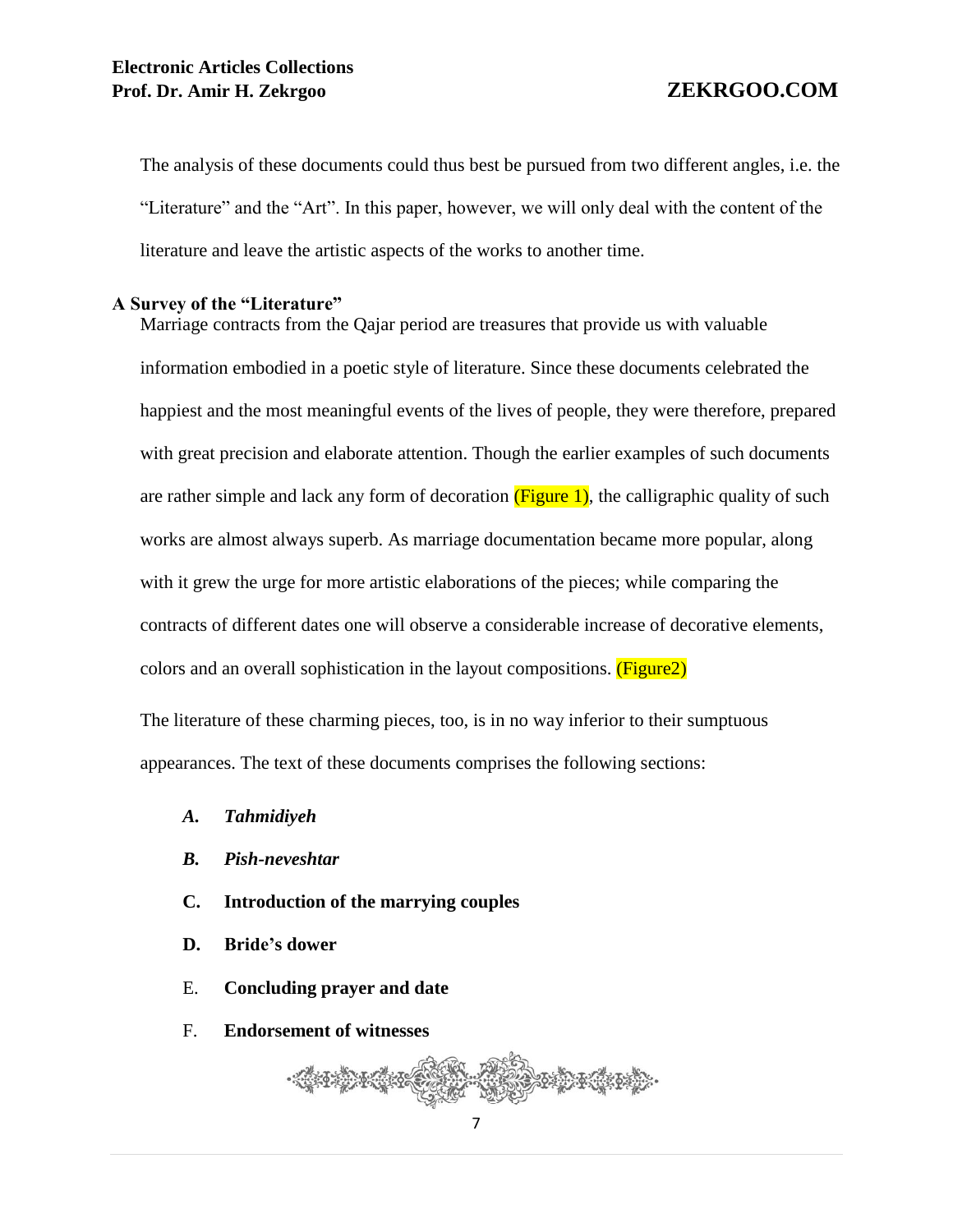The analysis of these documents could thus best be pursued from two different angles, i.e. the "Literature" and the "Art". In this paper, however, we will only deal with the content of the literature and leave the artistic aspects of the works to another time.

## A Survey of the "Literature"

Marriage contracts from the Qajar period are treasures that provide us with valuable information embodied in a poetic style of literature. Since these documents celebrated the happiest and the most meaningful events of the lives of people, they were therefore, prepared with great precision and elaborate attention. Though the earlier examples of such documents are rather simple and lack any form of decoration (Figure 1), the calligraphic quality of such works are almost always superb. As marriage documentation became more popular, along with it grew the urge for more artistic elaborations of the pieces; while comparing the contracts of different dates one will observe a considerable increase of decorative elements, colors and an overall sophistication in the layout compositions. (Figure2)

The literature of these charming pieces, too, is in no way inferior to their sumptuous appearances. The text of these documents comprises the following sections:

- ***A. Tahmidiyeh***
- ***B. Pish-neveshtar***
- **C. Introduction of the marrying couples**
- **D. Bride's dower**
- E. **Concluding prayer and date**
- F. **Endorsement of witnesses**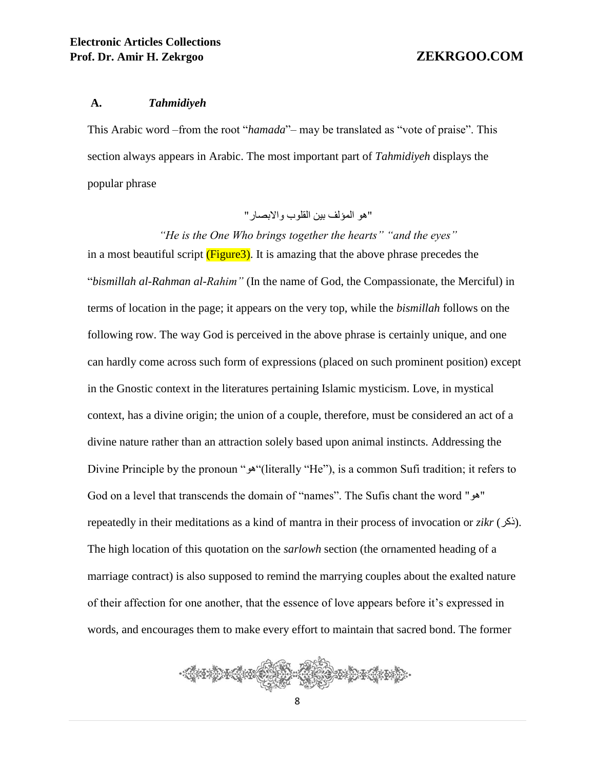### A. *Tahmidiyeh*

This Arabic word –from the root "*hamada*"– may be translated as "vote of praise". This section always appears in Arabic. The most important part of *Tahmidiyeh* displays the popular phrase

"هو المؤلف بين القلوب والابصار"

*"He is the One Who brings together the hearts" "and the eyes"*

in a most beautiful script (Figure3). It is amazing that the above phrase precedes the "*bismillah al-Rahman al-Rahim"* (In the name of God, the Compassionate, the Merciful) in terms of location in the page; it appears on the very top, while the *bismillah* follows on the following row. The way God is perceived in the above phrase is certainly unique, and one can hardly come across such form of expressions (placed on such prominent position) except in the Gnostic context in the literatures pertaining Islamic mysticism. Love, in mystical context, has a divine origin; the union of a couple, therefore, must be considered an act of a divine nature rather than an attraction solely based upon animal instincts. Addressing the Divine Principle by the pronoun "هو"(literally "He"), is a common Sufi tradition; it refers to God on a level that transcends the domain of "names". The Sufis chant the word "هو" repeatedly in their meditations as a kind of mantra in their process of invocation or *zikr* (ذکر). The high location of this quotation on the *sarlowh* section (the ornamented heading of a marriage contract) is also supposed to remind the marrying couples about the exalted nature of their affection for one another, that the essence of love appears before it's expressed in words, and encourages them to make every effort to maintain that sacred bond. The former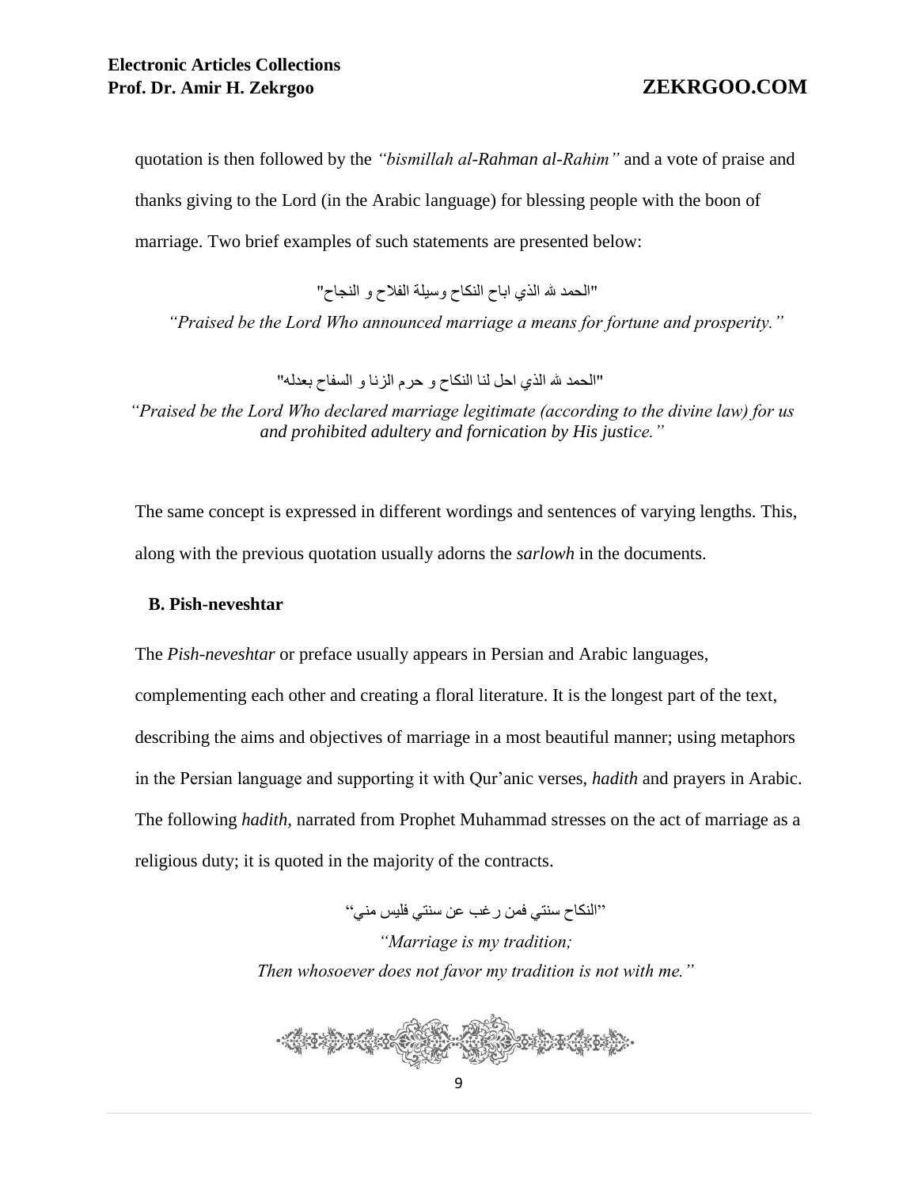quotation is then followed by the *"bismillah al-Rahman al-Rahim"* and a vote of praise and thanks giving to the Lord (in the Arabic language) for blessing people with the boon of marriage. Two brief examples of such statements are presented below:

"الحمد لله الذي اباح النكاح وسيلة الفلاح و النجاح"

*"Praised be the Lord Who announced marriage a means for fortune and prosperity."*

"الحمد لله الذي احل لنا النكاح و حرم الزنا و السفاح بعدله"

*"Praised be the Lord Who declared marriage legitimate (according to the divine law) for us and prohibited adultery and fornication by His justice."*

The same concept is expressed in different wordings and sentences of varying lengths. This, along with the previous quotation usually adorns the *sarlowh* in the documents.

**B. Pish-neveshtar**

The *Pish-neveshtar* or preface usually appears in Persian and Arabic languages, complementing each other and creating a floral literature. It is the longest part of the text, describing the aims and objectives of marriage in a most beautiful manner; using metaphors in the Persian language and supporting it with Qur'anic verses, *hadith* and prayers in Arabic. The following *hadith*, narrated from Prophet Muhammad stresses on the act of marriage as a religious duty; it is quoted in the majority of the contracts.

"النكاح سنتي فمن رغب عن سنتي فليس مني"

*"Marriage is my tradition;*
*Then whosoever does not favor my tradition is not with me."*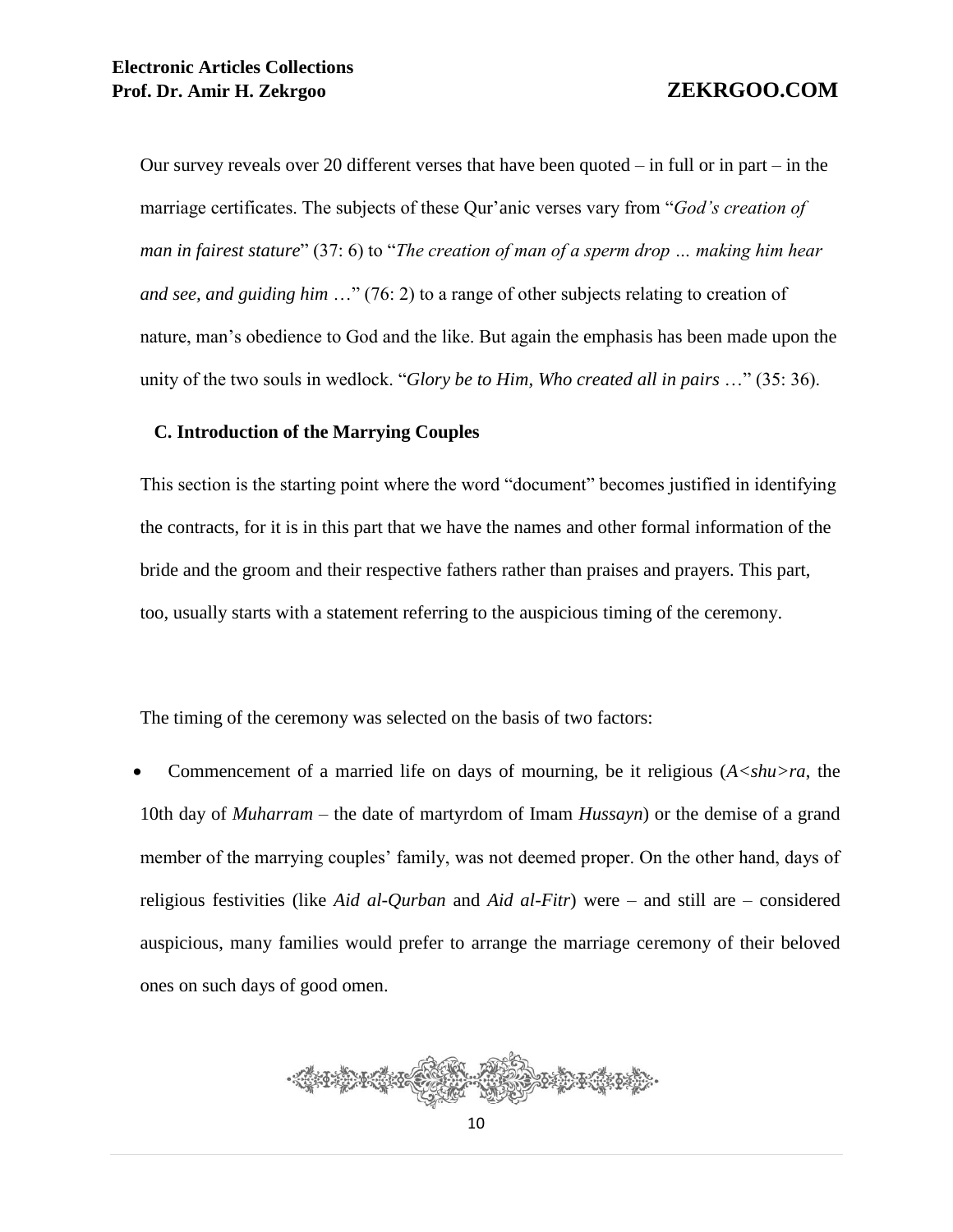Our survey reveals over 20 different verses that have been quoted – in full or in part – in the marriage certificates. The subjects of these Qur'anic verses vary from "*God's creation of man in fairest stature*" (37: 6) to "*The creation of man of a sperm drop … making him hear and see, and guiding him* …" (76: 2) to a range of other subjects relating to creation of nature, man's obedience to God and the like. But again the emphasis has been made upon the unity of the two souls in wedlock. "*Glory be to Him, Who created all in pairs* …" (35: 36).

### C. Introduction of the Marrying Couples

This section is the starting point where the word "document" becomes justified in identifying the contracts, for it is in this part that we have the names and other formal information of the bride and the groom and their respective fathers rather than praises and prayers. This part, too, usually starts with a statement referring to the auspicious timing of the ceremony.

The timing of the ceremony was selected on the basis of two factors:

- Commencement of a married life on days of mourning, be it religious (*A<shu>ra*, the 10th day of *Muharram* – the date of martyrdom of Imam *Hussayn*) or the demise of a grand member of the marrying couples' family, was not deemed proper. On the other hand, days of religious festivities (like *Aid al-Qurban* and *Aid al-Fitr*) were – and still are – considered auspicious, many families would prefer to arrange the marriage ceremony of their beloved ones on such days of good omen.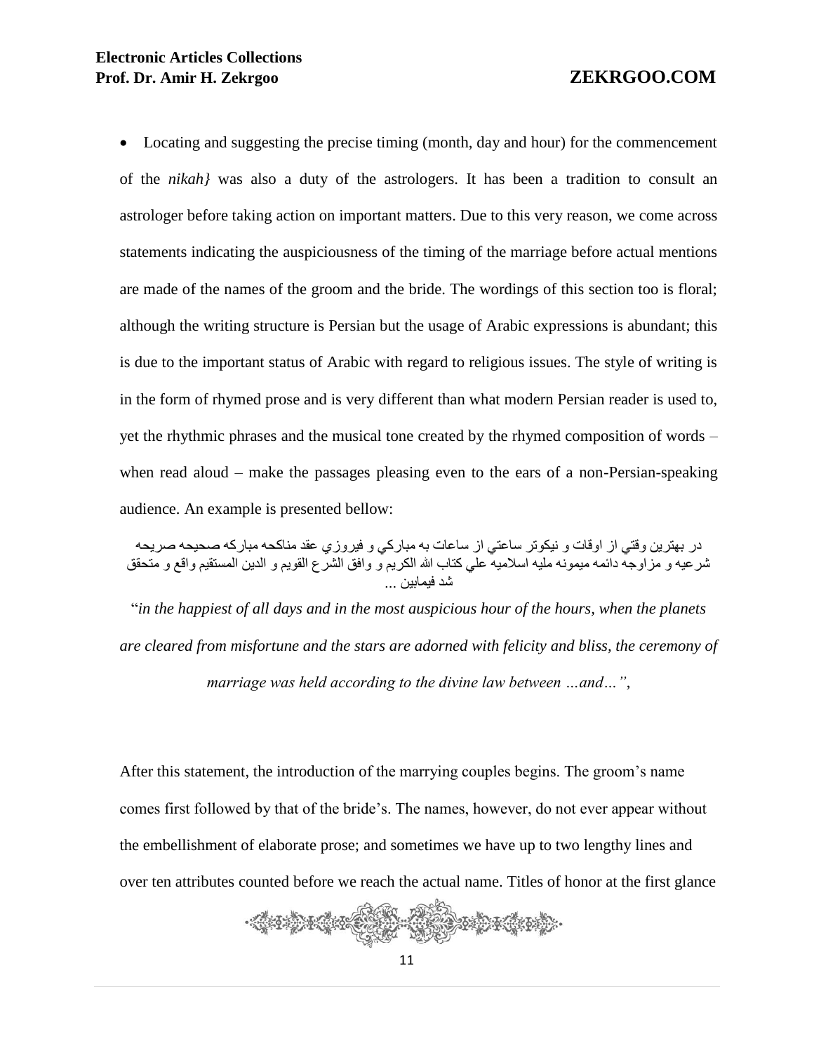- Locating and suggesting the precise timing (month, day and hour) for the commencement of the *nikah}* was also a duty of the astrologers. It has been a tradition to consult an astrologer before taking action on important matters. Due to this very reason, we come across statements indicating the auspiciousness of the timing of the marriage before actual mentions are made of the names of the groom and the bride. The wordings of this section too is floral; although the writing structure is Persian but the usage of Arabic expressions is abundant; this is due to the important status of Arabic with regard to religious issues. The style of writing is in the form of rhymed prose and is very different than what modern Persian reader is used to, yet the rhythmic phrases and the musical tone created by the rhymed composition of words – when read aloud – make the passages pleasing even to the ears of a non-Persian-speaking audience. An example is presented bellow:

در بهترين وقتي از اوقات و نيكوتر ساعتي از ساعات به مباركي و فيروزي عقد مناكحه مباركه صحيحه صريحه شرعيه و مزاوجه دائمه ميمونه مليه اسلاميه علي كتاب الله الكريم و وافق الشرع القويم و الدين المستقيم واقع و متحقق شد فيمابين ...

"*in the happiest of all days and in the most auspicious hour of the hours, when the planets are cleared from misfortune and the stars are adorned with felicity and bliss, the ceremony of marriage was held according to the divine law between …and…"*,

After this statement, the introduction of the marrying couples begins. The groom's name comes first followed by that of the bride's. The names, however, do not ever appear without the embellishment of elaborate prose; and sometimes we have up to two lengthy lines and over ten attributes counted before we reach the actual name. Titles of honor at the first glance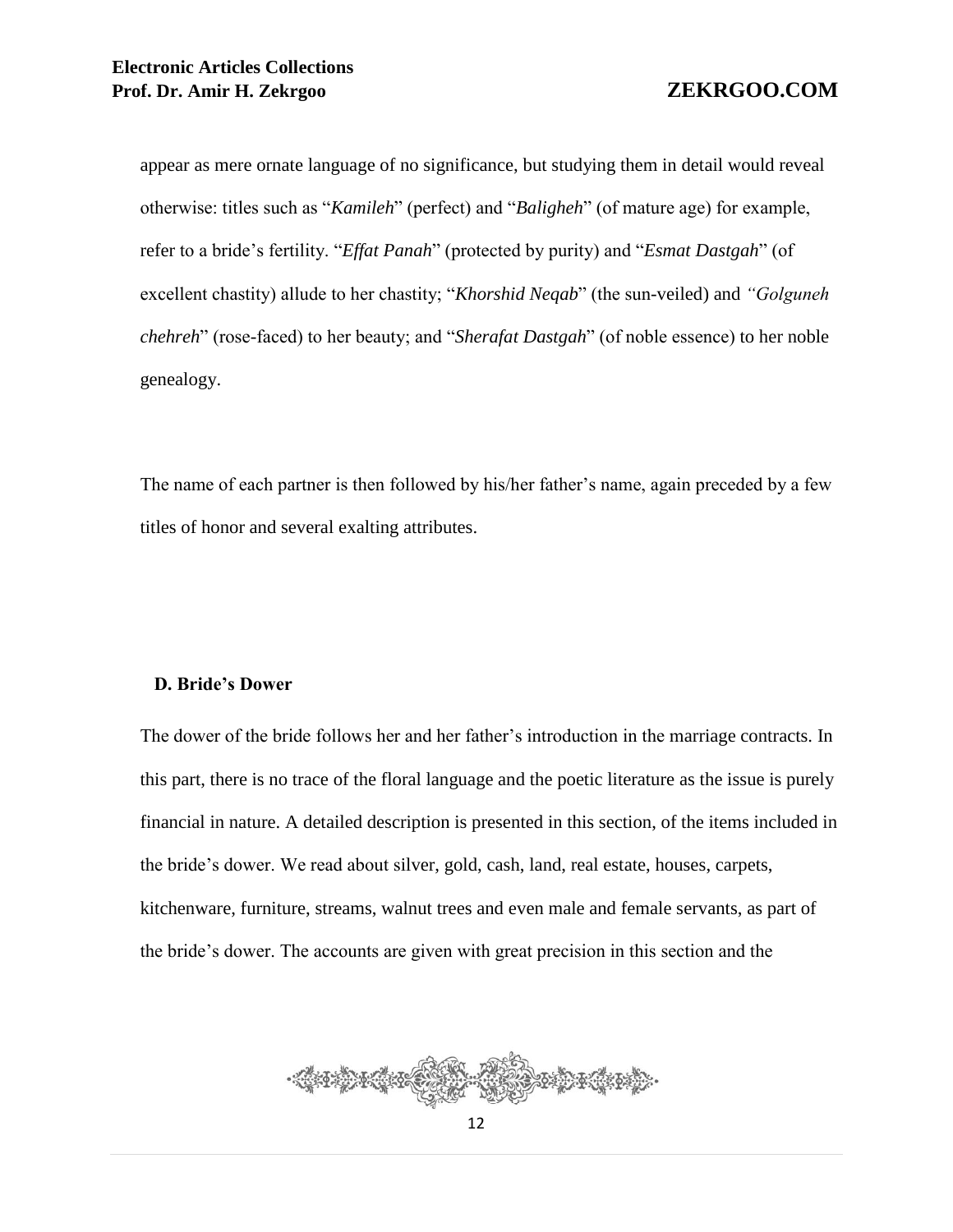appear as mere ornate language of no significance, but studying them in detail would reveal otherwise: titles such as "*Kamileh*" (perfect) and "*Baligheh*" (of mature age) for example, refer to a bride's fertility. "*Effat Panah*" (protected by purity) and "*Esmat Dastgah*" (of excellent chastity) allude to her chastity; "*Khorshid Neqab*" (the sun-veiled) and *"Golguneh chehreh*" (rose-faced) to her beauty; and "*Sherafat Dastgah*" (of noble essence) to her noble genealogy.

The name of each partner is then followed by his/her father's name, again preceded by a few titles of honor and several exalting attributes.

### D. Bride's Dower

The dower of the bride follows her and her father's introduction in the marriage contracts. In this part, there is no trace of the floral language and the poetic literature as the issue is purely financial in nature. A detailed description is presented in this section, of the items included in the bride's dower. We read about silver, gold, cash, land, real estate, houses, carpets, kitchenware, furniture, streams, walnut trees and even male and female servants, as part of the bride's dower. The accounts are given with great precision in this section and the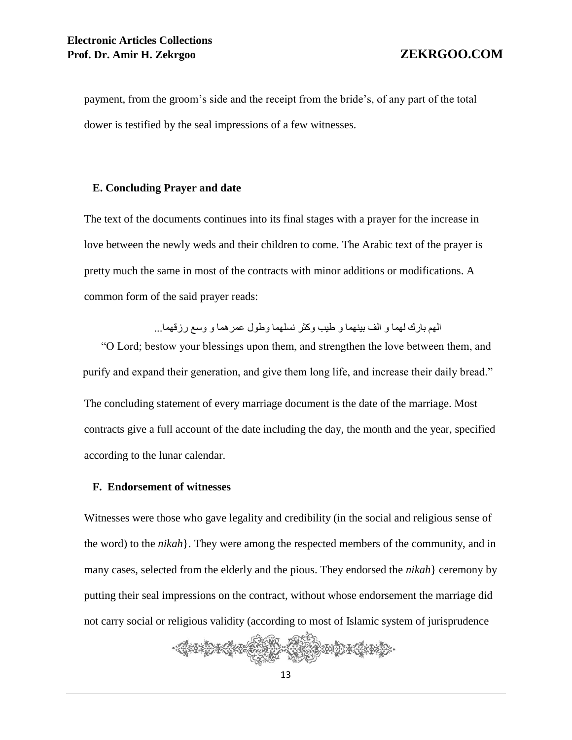payment, from the groom's side and the receipt from the bride's, of any part of the total dower is testified by the seal impressions of a few witnesses.

## E. Concluding Prayer and date

The text of the documents continues into its final stages with a prayer for the increase in love between the newly weds and their children to come. The Arabic text of the prayer is pretty much the same in most of the contracts with minor additions or modifications. A common form of the said prayer reads:

الهم بارك لهما و الف بينهما و طيب وكثر نسلهما وطول عمرهما و وسع رزقهما...

"O Lord; bestow your blessings upon them, and strengthen the love between them, and purify and expand their generation, and give them long life, and increase their daily bread."

The concluding statement of every marriage document is the date of the marriage. Most contracts give a full account of the date including the day, the month and the year, specified according to the lunar calendar.

## F. Endorsement of witnesses

Witnesses were those who gave legality and credibility (in the social and religious sense of the word) to the *nikah*}. They were among the respected members of the community, and in many cases, selected from the elderly and the pious. They endorsed the *nikah*} ceremony by putting their seal impressions on the contract, without whose endorsement the marriage did not carry social or religious validity (according to most of Islamic system of jurisprudence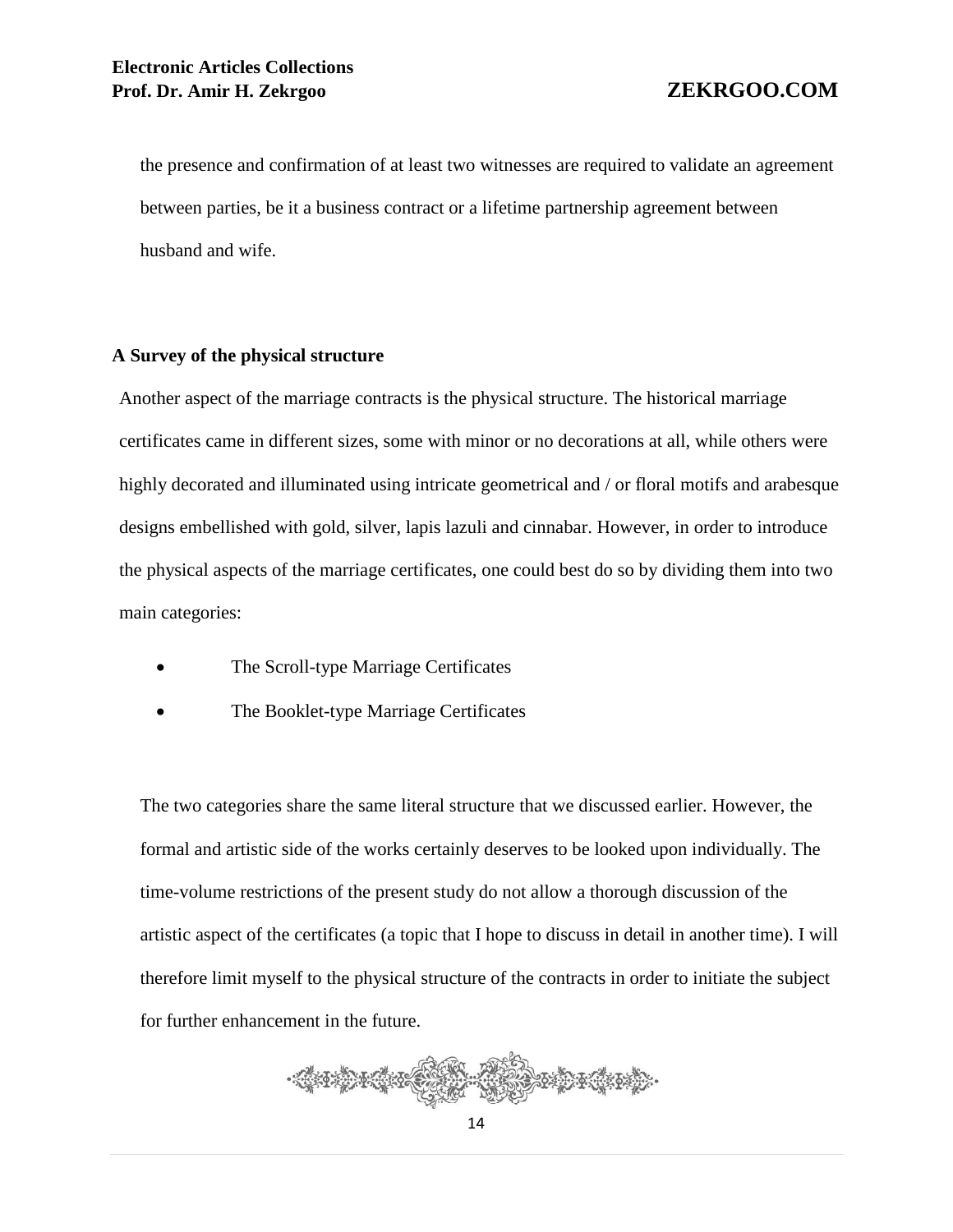the presence and confirmation of at least two witnesses are required to validate an agreement between parties, be it a business contract or a lifetime partnership agreement between husband and wife.

**A Survey of the physical structure**

Another aspect of the marriage contracts is the physical structure. The historical marriage certificates came in different sizes, some with minor or no decorations at all, while others were highly decorated and illuminated using intricate geometrical and / or floral motifs and arabesque designs embellished with gold, silver, lapis lazuli and cinnabar. However, in order to introduce the physical aspects of the marriage certificates, one could best do so by dividing them into two main categories:

- The Scroll-type Marriage Certificates
- The Booklet-type Marriage Certificates

The two categories share the same literal structure that we discussed earlier. However, the formal and artistic side of the works certainly deserves to be looked upon individually. The time-volume restrictions of the present study do not allow a thorough discussion of the artistic aspect of the certificates (a topic that I hope to discuss in detail in another time). I will therefore limit myself to the physical structure of the contracts in order to initiate the subject for further enhancement in the future.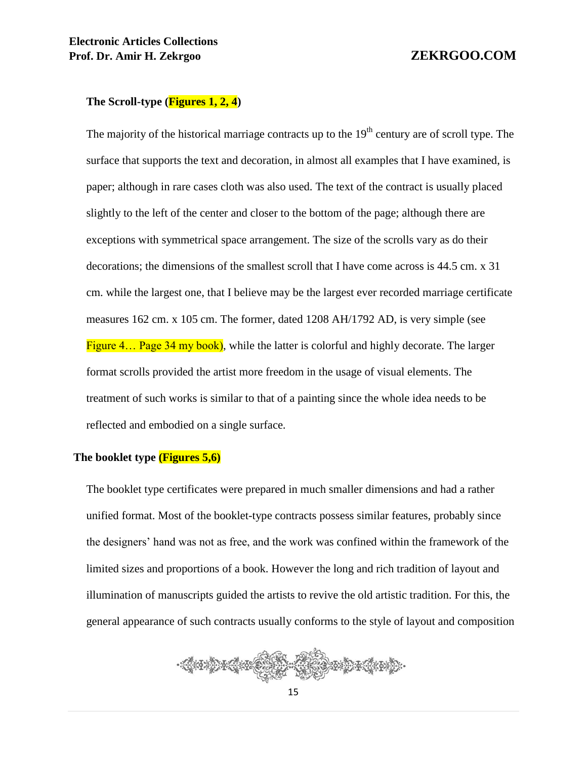### The Scroll-type (Figures 1, 2, 4)

The majority of the historical marriage contracts up to the 19th century are of scroll type. The surface that supports the text and decoration, in almost all examples that I have examined, is paper; although in rare cases cloth was also used. The text of the contract is usually placed slightly to the left of the center and closer to the bottom of the page; although there are exceptions with symmetrical space arrangement. The size of the scrolls vary as do their decorations; the dimensions of the smallest scroll that I have come across is 44.5 cm. x 31 cm. while the largest one, that I believe may be the largest ever recorded marriage certificate measures 162 cm. x 105 cm. The former, dated 1208 AH/1792 AD, is very simple (see Figure 4… Page 34 my book), while the latter is colorful and highly decorate. The larger format scrolls provided the artist more freedom in the usage of visual elements. The treatment of such works is similar to that of a painting since the whole idea needs to be reflected and embodied on a single surface.

### The booklet type (Figures 5,6)

The booklet type certificates were prepared in much smaller dimensions and had a rather unified format. Most of the booklet-type contracts possess similar features, probably since the designers' hand was not as free, and the work was confined within the framework of the limited sizes and proportions of a book. However the long and rich tradition of layout and illumination of manuscripts guided the artists to revive the old artistic tradition. For this, the general appearance of such contracts usually conforms to the style of layout and composition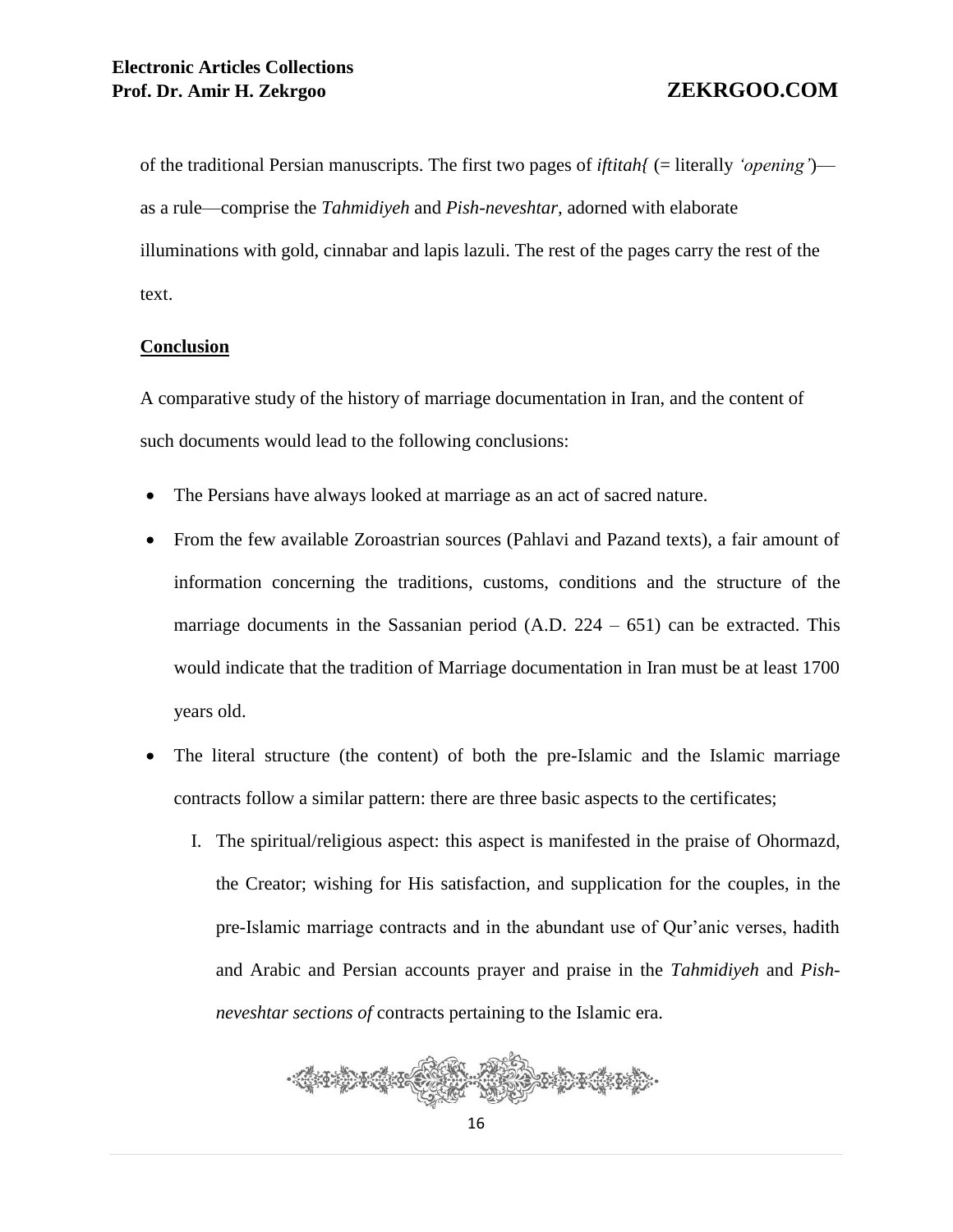of the traditional Persian manuscripts. The first two pages of *iftitah{* (= literally *'opening'*)—as a rule—comprise the *Tahmidiyeh* and *Pish-neveshtar*, adorned with elaborate illuminations with gold, cinnabar and lapis lazuli. The rest of the pages carry the rest of the text.

**Conclusion**

A comparative study of the history of marriage documentation in Iran, and the content of such documents would lead to the following conclusions:

- The Persians have always looked at marriage as an act of sacred nature.
- From the few available Zoroastrian sources (Pahlavi and Pazand texts), a fair amount of information concerning the traditions, customs, conditions and the structure of the marriage documents in the Sassanian period (A.D. 224 – 651) can be extracted. This would indicate that the tradition of Marriage documentation in Iran must be at least 1700 years old.
- The literal structure (the content) of both the pre-Islamic and the Islamic marriage contracts follow a similar pattern: there are three basic aspects to the certificates;
    I. The spiritual/religious aspect: this aspect is manifested in the praise of Ohormazd, the Creator; wishing for His satisfaction, and supplication for the couples, in the pre-Islamic marriage contracts and in the abundant use of Qur'anic verses, hadith and Arabic and Persian accounts prayer and praise in the *Tahmidiyeh* and *Pish-neveshtar sections of* contracts pertaining to the Islamic era.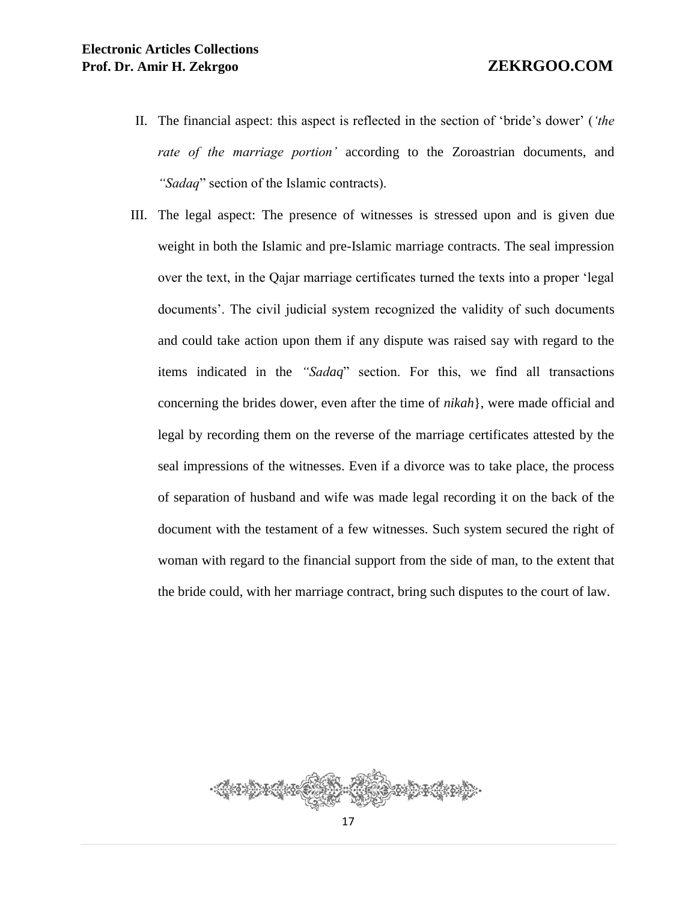II. The financial aspect: this aspect is reflected in the section of 'bride's dower' (*'the rate of the marriage portion'* according to the Zoroastrian documents, and *"Sadaq*" section of the Islamic contracts).

III. The legal aspect: The presence of witnesses is stressed upon and is given due weight in both the Islamic and pre-Islamic marriage contracts. The seal impression over the text, in the Qajar marriage certificates turned the texts into a proper 'legal documents'. The civil judicial system recognized the validity of such documents and could take action upon them if any dispute was raised say with regard to the items indicated in the *"Sadaq*" section. For this, we find all transactions concerning the brides dower, even after the time of *nikah*}, were made official and legal by recording them on the reverse of the marriage certificates attested by the seal impressions of the witnesses. Even if a divorce was to take place, the process of separation of husband and wife was made legal recording it on the back of the document with the testament of a few witnesses. Such system secured the right of woman with regard to the financial support from the side of man, to the extent that the bride could, with her marriage contract, bring such disputes to the court of law.